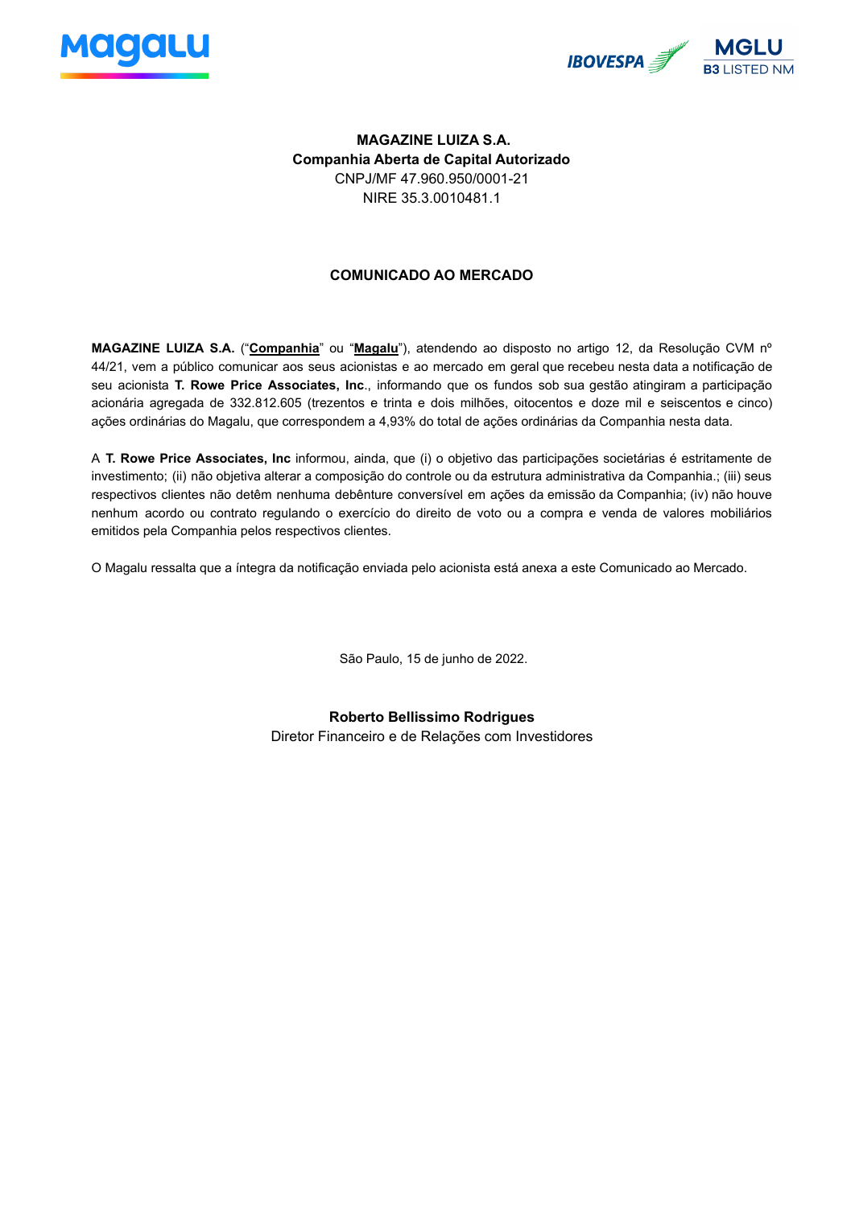**MAGAZINE LUIZA S.A.**
**Companhia Aberta de Capital Autorizado**
CNPJ/MF 47.960.950/0001-21
NIRE 35.3.0010481.1

## COMUNICADO AO MERCADO

**MAGAZINE LUIZA S.A.** ("**Companhia**" ou "**Magalu**"), atendendo ao disposto no artigo 12, da Resolução CVM nº 44/21, vem a público comunicar aos seus acionistas e ao mercado em geral que recebeu nesta data a notificação de seu acionista **T. Rowe Price Associates, Inc**., informando que os fundos sob sua gestão atingiram a participação acionária agregada de 332.812.605 (trezentos e trinta e dois milhões, oitocentos e doze mil e seiscentos e cinco) ações ordinárias do Magalu, que correspondem a 4,93% do total de ações ordinárias da Companhia nesta data.

A **T. Rowe Price Associates, Inc** informou, ainda, que (i) o objetivo das participações societárias é estritamente de investimento; (ii) não objetiva alterar a composição do controle ou da estrutura administrativa da Companhia.; (iii) seus respectivos clientes não detêm nenhuma debênture conversível em ações da emissão da Companhia; (iv) não houve nenhum acordo ou contrato regulando o exercício do direito de voto ou a compra e venda de valores mobiliários emitidos pela Companhia pelos respectivos clientes.

O Magalu ressalta que a íntegra da notificação enviada pelo acionista está anexa a este Comunicado ao Mercado.

São Paulo, 15 de junho de 2022.

**Roberto Bellissimo Rodrigues**
Diretor Financeiro e de Relações com Investidores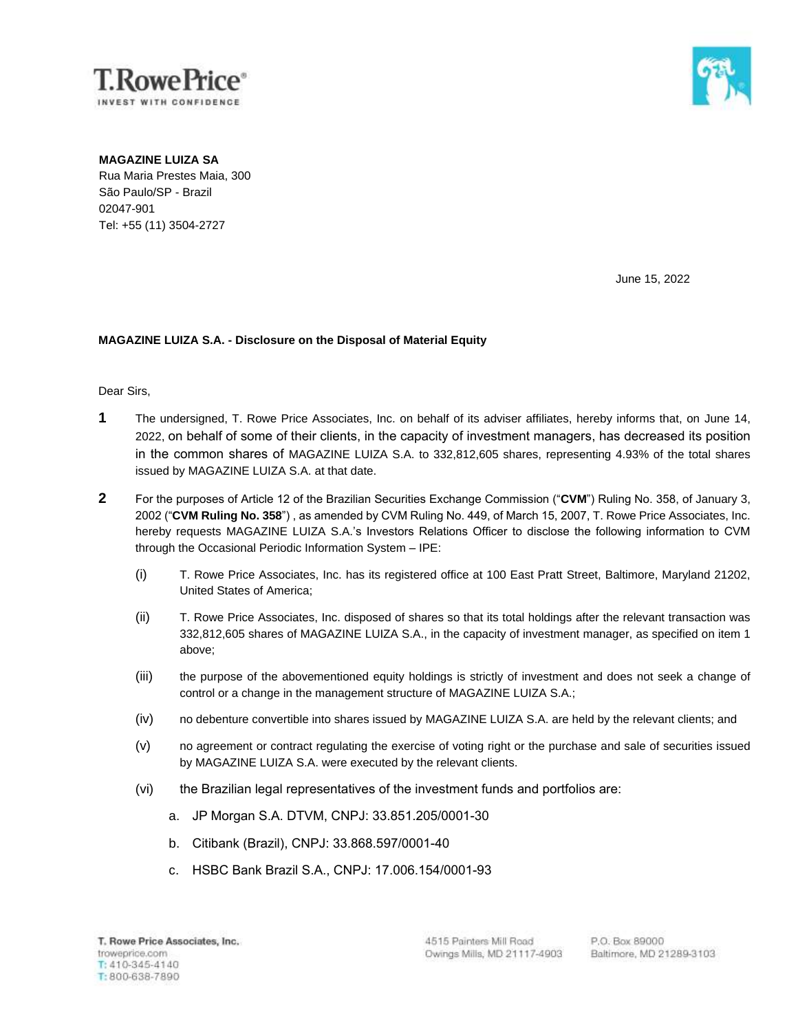T.RowePrice®
INVEST WITH CONFIDENCE

**MAGAZINE LUIZA SA**
Rua Maria Prestes Maia, 300
São Paulo/SP - Brazil
02047-901
Tel: +55 (11) 3504-2727

June 15, 2022

**MAGAZINE LUIZA S.A. - Disclosure on the Disposal of Material Equity**

Dear Sirs,

**1** The undersigned, T. Rowe Price Associates, Inc. on behalf of its adviser affiliates, hereby informs that, on June 14, 2022, on behalf of some of their clients, in the capacity of investment managers, has decreased its position in the common shares of MAGAZINE LUIZA S.A. to 332,812,605 shares, representing 4.93% of the total shares issued by MAGAZINE LUIZA S.A. at that date.

**2** For the purposes of Article 12 of the Brazilian Securities Exchange Commission ("**CVM**") Ruling No. 358, of January 3, 2002 ("**CVM Ruling No. 358**") , as amended by CVM Ruling No. 449, of March 15, 2007, T. Rowe Price Associates, Inc. hereby requests MAGAZINE LUIZA S.A.'s Investors Relations Officer to disclose the following information to CVM through the Occasional Periodic Information System – IPE:

(i) T. Rowe Price Associates, Inc. has its registered office at 100 East Pratt Street, Baltimore, Maryland 21202, United States of America;

(ii) T. Rowe Price Associates, Inc. disposed of shares so that its total holdings after the relevant transaction was 332,812,605 shares of MAGAZINE LUIZA S.A., in the capacity of investment manager, as specified on item 1 above;

(iii) the purpose of the abovementioned equity holdings is strictly of investment and does not seek a change of control or a change in the management structure of MAGAZINE LUIZA S.A.;

(iv) no debenture convertible into shares issued by MAGAZINE LUIZA S.A. are held by the relevant clients; and

(v) no agreement or contract regulating the exercise of voting right or the purchase and sale of securities issued by MAGAZINE LUIZA S.A. were executed by the relevant clients.

(vi) the Brazilian legal representatives of the investment funds and portfolios are:

a. JP Morgan S.A. DTVM, CNPJ: 33.851.205/0001-30

b. Citibank (Brazil), CNPJ: 33.868.597/0001-40

c. HSBC Bank Brazil S.A., CNPJ: 17.006.154/0001-93

**T. Rowe Price Associates, Inc.**
troweprice.com
T: 410-345-4140
T: 800-638-7890

4515 Painters Mill Road
Owings Mills, MD 21117-4903

P.O. Box 89000
Baltimore, MD 21289-3103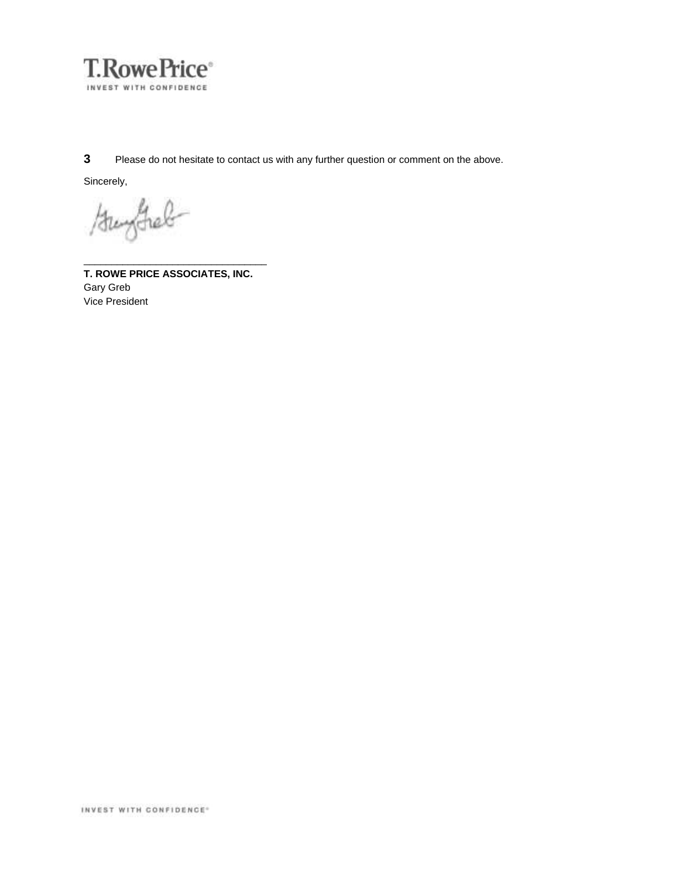**3** Please do not hesitate to contact us with any further question or comment on the above.

Sincerely,

\_\_\_\_\_\_\_\_\_\_\_\_\_\_\_\_\_\_\_\_\_\_\_\_\_\_\_\_\_\_\_\_

**T. ROWE PRICE ASSOCIATES, INC.**
Gary Greb
Vice President